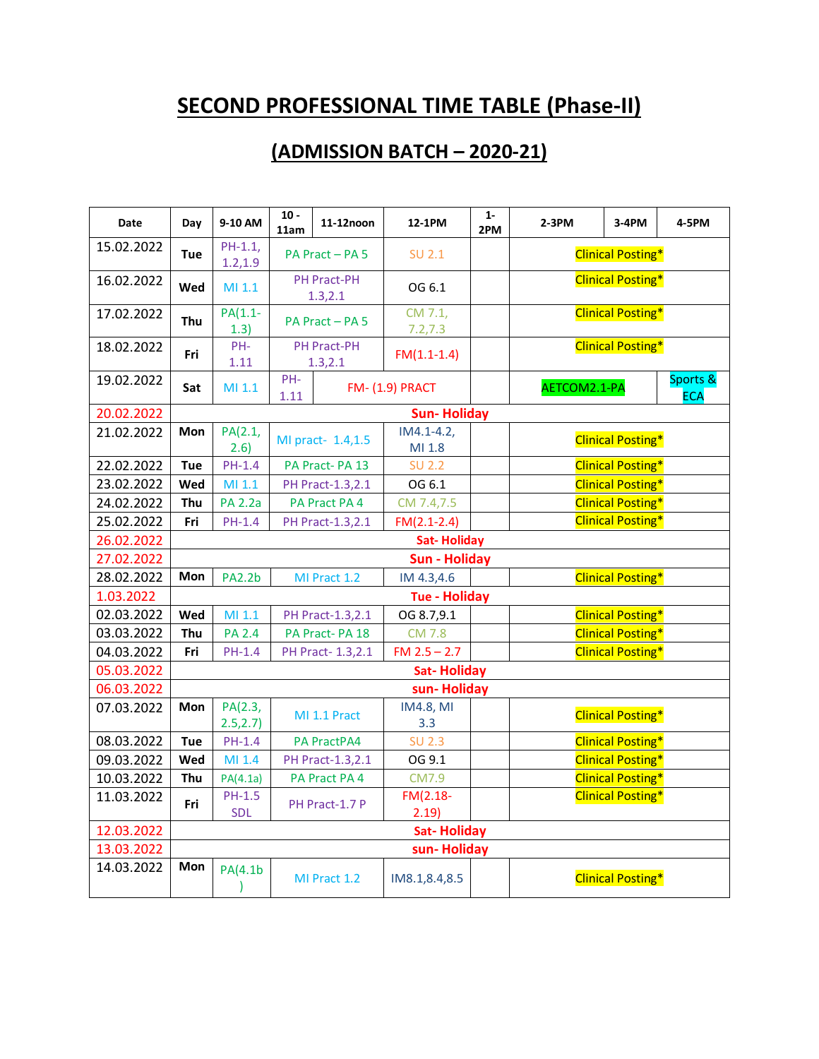# SECOND PROFESSIONAL TIME TABLE (Phase-II)

## (ADMISSION BATCH – 2020-21)

| Date | Day | 9-10 AM | 10 - 11am | 11-12noon | 12-1PM | 1-2PM | 2-3PM | 3-4PM | 4-5PM |
|---|---|---|---|---|---|---|---|---|---|
| 15.02.2022 | Tue | PH-1.1, 1.2,1.9 | PA Pract – PA 5 | | SU 2.1 | | Clinical Posting* | | |
| 16.02.2022 | Wed | MI 1.1 | PH Pract-PH 1.3,2.1 | | OG 6.1 | | Clinical Posting* | | |
| 17.02.2022 | Thu | PA(1.1-1.3) | PA Pract – PA 5 | | CM 7.1, 7.2,7.3 | | Clinical Posting* | | |
| 18.02.2022 | Fri | PH-1.11 | PH Pract-PH 1.3,2.1 | | FM(1.1-1.4) | | Clinical Posting* | | |
| 19.02.2022 | Sat | MI 1.1 | PH-1.11 | FM- (1.9) PRACT | | | AETCOM2.1-PA | | Sports & ECA |
| 20.02.2022 | Sun- Holiday | | | | | | | | |
| 21.02.2022 | Mon | PA(2.1, 2.6) | MI pract- 1.4,1.5 | | IM4.1-4.2, MI 1.8 | | Clinical Posting* | | |
| 22.02.2022 | Tue | PH-1.4 | PA Pract- PA 13 | | SU 2.2 | | Clinical Posting* | | |
| 23.02.2022 | Wed | MI 1.1 | PH Pract-1.3,2.1 | | OG 6.1 | | Clinical Posting* | | |
| 24.02.2022 | Thu | PA 2.2a | PA Pract PA 4 | | CM 7.4,7.5 | | Clinical Posting* | | |
| 25.02.2022 | Fri | PH-1.4 | PH Pract-1.3,2.1 | | FM(2.1-2.4) | | Clinical Posting* | | |
| 26.02.2022 | Sat- Holiday | | | | | | | | |
| 27.02.2022 | Sun - Holiday | | | | | | | | |
| 28.02.2022 | Mon | PA2.2b | MI Pract 1.2 | | IM 4.3,4.6 | | Clinical Posting* | | |
| 1.03.2022 | Tue - Holiday | | | | | | | | |
| 02.03.2022 | Wed | MI 1.1 | PH Pract-1.3,2.1 | | OG 8.7,9.1 | | Clinical Posting* | | |
| 03.03.2022 | Thu | PA 2.4 | PA Pract- PA 18 | | CM 7.8 | | Clinical Posting* | | |
| 04.03.2022 | Fri | PH-1.4 | PH Pract- 1.3,2.1 | | FM 2.5 – 2.7 | | Clinical Posting* | | |
| 05.03.2022 | Sat- Holiday | | | | | | | | |
| 06.03.2022 | sun- Holiday | | | | | | | | |
| 07.03.2022 | Mon | PA(2.3, 2.5,2.7) | MI 1.1 Pract | | IM4.8, MI 3.3 | | Clinical Posting* | | |
| 08.03.2022 | Tue | PH-1.4 | PA PractPA4 | | SU 2.3 | | Clinical Posting* | | |
| 09.03.2022 | Wed | MI 1.4 | PH Pract-1.3,2.1 | | OG 9.1 | | Clinical Posting* | | |
| 10.03.2022 | Thu | PA(4.1a) | PA Pract PA 4 | | CM7.9 | | Clinical Posting* | | |
| 11.03.2022 | Fri | PH-1.5 SDL | PH Pract-1.7 P | | FM(2.18-2.19) | | Clinical Posting* | | |
| 12.03.2022 | Sat- Holiday | | | | | | | | |
| 13.03.2022 | sun- Holiday | | | | | | | | |
| 14.03.2022 | Mon | PA(4.1b) | MI Pract 1.2 | | IM8.1,8.4,8.5 | | Clinical Posting* | | |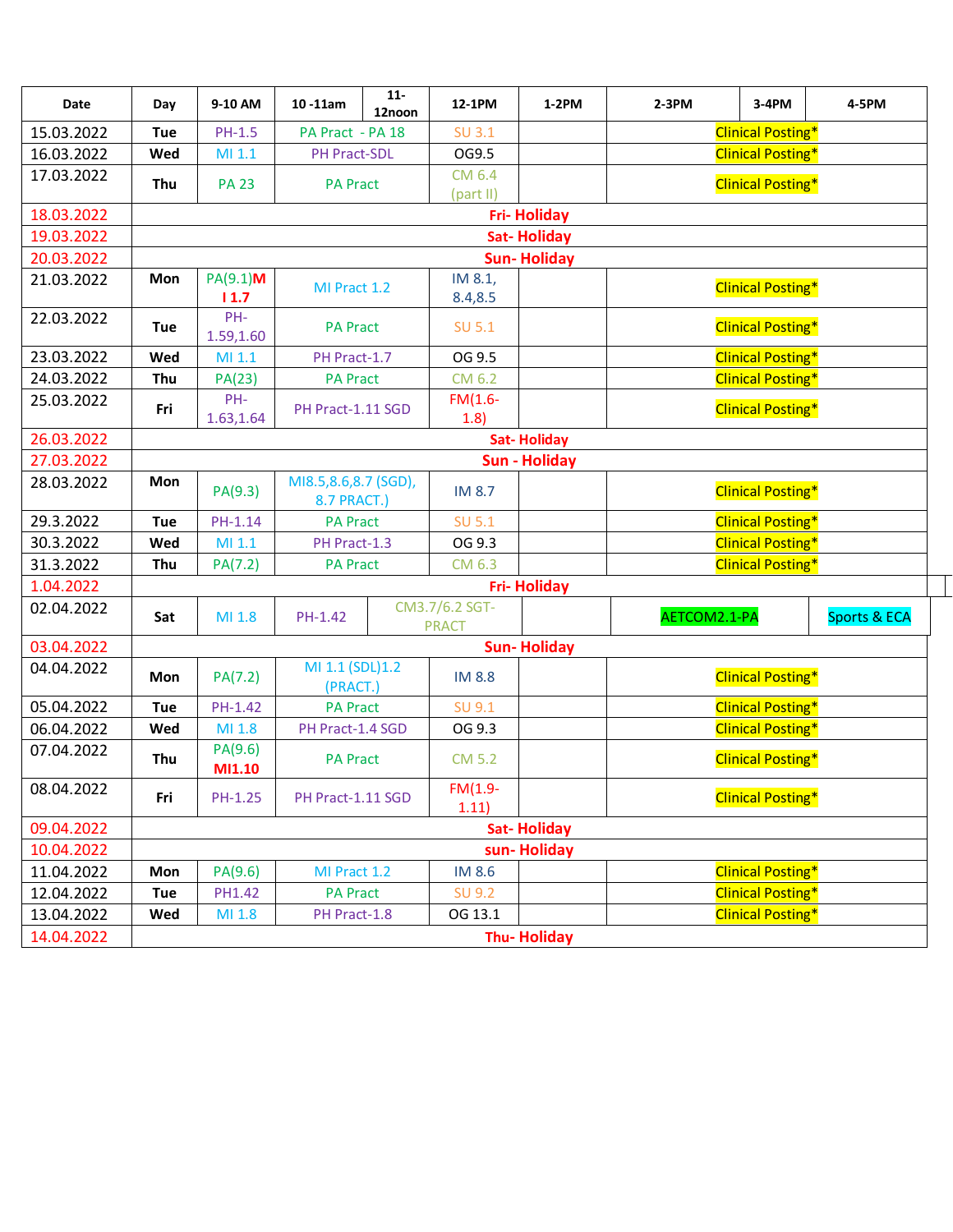| Date | Day | 9-10 AM | 10 -11am | 11-12noon | 12-1PM | 1-2PM | 2-3PM | 3-4PM | 4-5PM |
|---|---|---|---|---|---|---|---|---|---|
| 15.03.2022 | Tue | PH-1.5 | PA Pract - PA 18 | | SU 3.1 | | Clinical Posting* | | |
| 16.03.2022 | Wed | MI 1.1 | PH Pract-SDL | | OG9.5 | | Clinical Posting* | | |
| 17.03.2022 | Thu | PA 23 | PA Pract | | CM 6.4 (part II) | | Clinical Posting* | | |
| 18.03.2022 | Fri- Holiday | | | | | | | | |
| 19.03.2022 | Sat- Holiday | | | | | | | | |
| 20.03.2022 | Sun- Holiday | | | | | | | | |
| 21.03.2022 | Mon | PA(9.1)MI 1.7 | MI Pract 1.2 | | IM 8.1, 8.4,8.5 | | Clinical Posting* | | |
| 22.03.2022 | Tue | PH-1.59,1.60 | PA Pract | | SU 5.1 | | Clinical Posting* | | |
| 23.03.2022 | Wed | MI 1.1 | PH Pract-1.7 | | OG 9.5 | | Clinical Posting* | | |
| 24.03.2022 | Thu | PA(23) | PA Pract | | CM 6.2 | | Clinical Posting* | | |
| 25.03.2022 | Fri | PH-1.63,1.64 | PH Pract-1.11 SGD | | FM(1.6-1.8) | | Clinical Posting* | | |
| 26.03.2022 | Sat- Holiday | | | | | | | | |
| 27.03.2022 | Sun - Holiday | | | | | | | | |
| 28.03.2022 | Mon | PA(9.3) | MI8.5,8.6,8.7 (SGD), 8.7 PRACT.) | | IM 8.7 | | Clinical Posting* | | |
| 29.3.2022 | Tue | PH-1.14 | PA Pract | | SU 5.1 | | Clinical Posting* | | |
| 30.3.2022 | Wed | MI 1.1 | PH Pract-1.3 | | OG 9.3 | | Clinical Posting* | | |
| 31.3.2022 | Thu | PA(7.2) | PA Pract | | CM 6.3 | | Clinical Posting* | | |
| 1.04.2022 | Fri- Holiday | | | | | | | | |
| 02.04.2022 | Sat | MI 1.8 | PH-1.42 | CM3.7/6.2 SGT-PRACT | | | AETCOM2.1-PA | | Sports & ECA |
| 03.04.2022 | Sun- Holiday | | | | | | | | |
| 04.04.2022 | Mon | PA(7.2) | MI 1.1 (SDL)1.2 (PRACT.) | | IM 8.8 | | Clinical Posting* | | |
| 05.04.2022 | Tue | PH-1.42 | PA Pract | | SU 9.1 | | Clinical Posting* | | |
| 06.04.2022 | Wed | MI 1.8 | PH Pract-1.4 SGD | | OG 9.3 | | Clinical Posting* | | |
| 07.04.2022 | Thu | PA(9.6) MI1.10 | PA Pract | | CM 5.2 | | Clinical Posting* | | |
| 08.04.2022 | Fri | PH-1.25 | PH Pract-1.11 SGD | | FM(1.9-1.11) | | Clinical Posting* | | |
| 09.04.2022 | Sat- Holiday | | | | | | | | |
| 10.04.2022 | sun- Holiday | | | | | | | | |
| 11.04.2022 | Mon | PA(9.6) | MI Pract 1.2 | | IM 8.6 | | Clinical Posting* | | |
| 12.04.2022 | Tue | PH1.42 | PA Pract | | SU 9.2 | | Clinical Posting* | | |
| 13.04.2022 | Wed | MI 1.8 | PH Pract-1.8 | | OG 13.1 | | Clinical Posting* | | |
| 14.04.2022 | Thu- Holiday | | | | | | | | |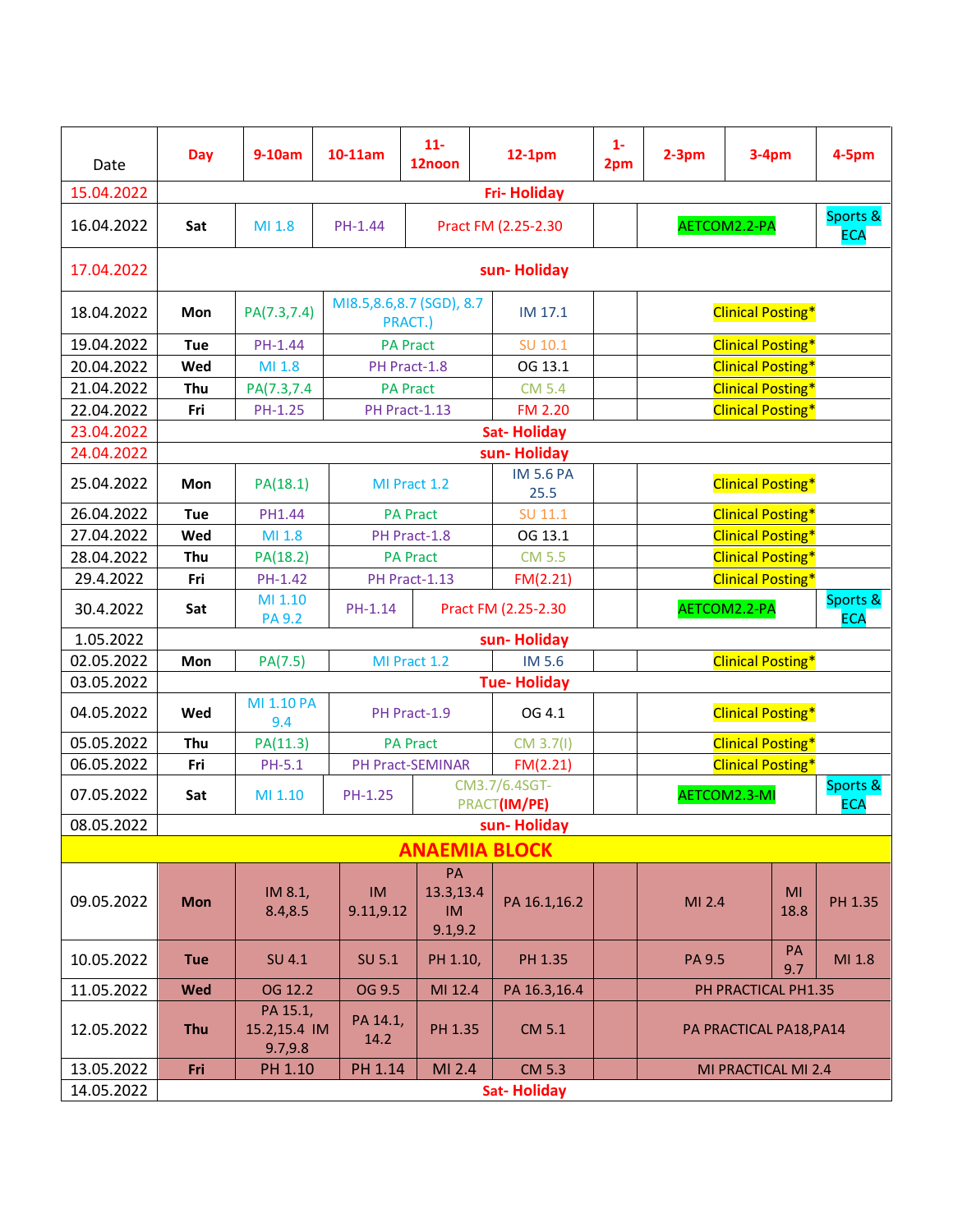| Date | Day | 9-10am | 10-11am | 11-12noon | 12-1pm | 1-2pm | 2-3pm | 3-4pm | 4-5pm |
|---|---|---|---|---|---|---|---|---|---|
| 15.04.2022 | Fri- Holiday | | | | | | | | |
| 16.04.2022 | Sat | MI 1.8 | PH-1.44 | Pract FM (2.25-2.30 | | | AETCOM2.2-PA | | Sports & ECA |
| 17.04.2022 | sun- Holiday | | | | | | | | |
| 18.04.2022 | Mon | PA(7.3,7.4) | MI8.5,8.6,8.7 (SGD), 8.7 PRACT.) | | IM 17.1 | | Clinical Posting* | | |
| 19.04.2022 | Tue | PH-1.44 | PA Pract | | SU 10.1 | | Clinical Posting* | | |
| 20.04.2022 | Wed | MI 1.8 | PH Pract-1.8 | | OG 13.1 | | Clinical Posting* | | |
| 21.04.2022 | Thu | PA(7.3,7.4 | PA Pract | | CM 5.4 | | Clinical Posting* | | |
| 22.04.2022 | Fri | PH-1.25 | PH Pract-1.13 | | FM 2.20 | | Clinical Posting* | | |
| 23.04.2022 | Sat- Holiday | | | | | | | | |
| 24.04.2022 | sun- Holiday | | | | | | | | |
| 25.04.2022 | Mon | PA(18.1) | MI Pract 1.2 | | IM 5.6 PA 25.5 | | Clinical Posting* | | |
| 26.04.2022 | Tue | PH1.44 | PA Pract | | SU 11.1 | | Clinical Posting* | | |
| 27.04.2022 | Wed | MI 1.8 | PH Pract-1.8 | | OG 13.1 | | Clinical Posting* | | |
| 28.04.2022 | Thu | PA(18.2) | PA Pract | | CM 5.5 | | Clinical Posting* | | |
| 29.4.2022 | Fri | PH-1.42 | PH Pract-1.13 | | FM(2.21) | | Clinical Posting* | | |
| 30.4.2022 | Sat | MI 1.10 PA 9.2 | PH-1.14 | Pract FM (2.25-2.30 | | | AETCOM2.2-PA | | Sports & ECA |
| 1.05.2022 | sun- Holiday | | | | | | | | |
| 02.05.2022 | Mon | PA(7.5) | MI Pract 1.2 | | IM 5.6 | | Clinical Posting* | | |
| 03.05.2022 | Tue- Holiday | | | | | | | | |
| 04.05.2022 | Wed | MI 1.10 PA 9.4 | PH Pract-1.9 | | OG 4.1 | | Clinical Posting* | | |
| 05.05.2022 | Thu | PA(11.3) | PA Pract | | CM 3.7(I) | | Clinical Posting* | | |
| 06.05.2022 | Fri | PH-5.1 | PH Pract-SEMINAR | | FM(2.21) | | Clinical Posting* | | |
| 07.05.2022 | Sat | MI 1.10 | PH-1.25 | CM3.7/6.4SGT-PRACT**(IM/PE)** | | | AETCOM2.3-MI | | Sports & ECA |
| 08.05.2022 | sun- Holiday | | | | | | | | |
| **ANAEMIA BLOCK** | | | | | | | | | |
| 09.05.2022 | Mon | IM 8.1, 8.4,8.5 | IM 9.11,9.12 | PA 13.3,13.4 IM 9.1,9.2 | PA 16.1,16.2 | | MI 2.4 | MI 18.8 | PH 1.35 |
| 10.05.2022 | Tue | SU 4.1 | SU 5.1 | PH 1.10, | PH 1.35 | | PA 9.5 | PA 9.7 | MI 1.8 |
| 11.05.2022 | Wed | OG 12.2 | OG 9.5 | MI 12.4 | PA 16.3,16.4 | | PH PRACTICAL PH1.35 | | |
| 12.05.2022 | Thu | PA 15.1, 15.2,15.4 IM 9.7,9.8 | PA 14.1, 14.2 | PH 1.35 | CM 5.1 | | PA PRACTICAL PA18,PA14 | | |
| 13.05.2022 | Fri | PH 1.10 | PH 1.14 | MI 2.4 | CM 5.3 | | MI PRACTICAL MI 2.4 | | |
| 14.05.2022 | Sat- Holiday | | | | | | | | |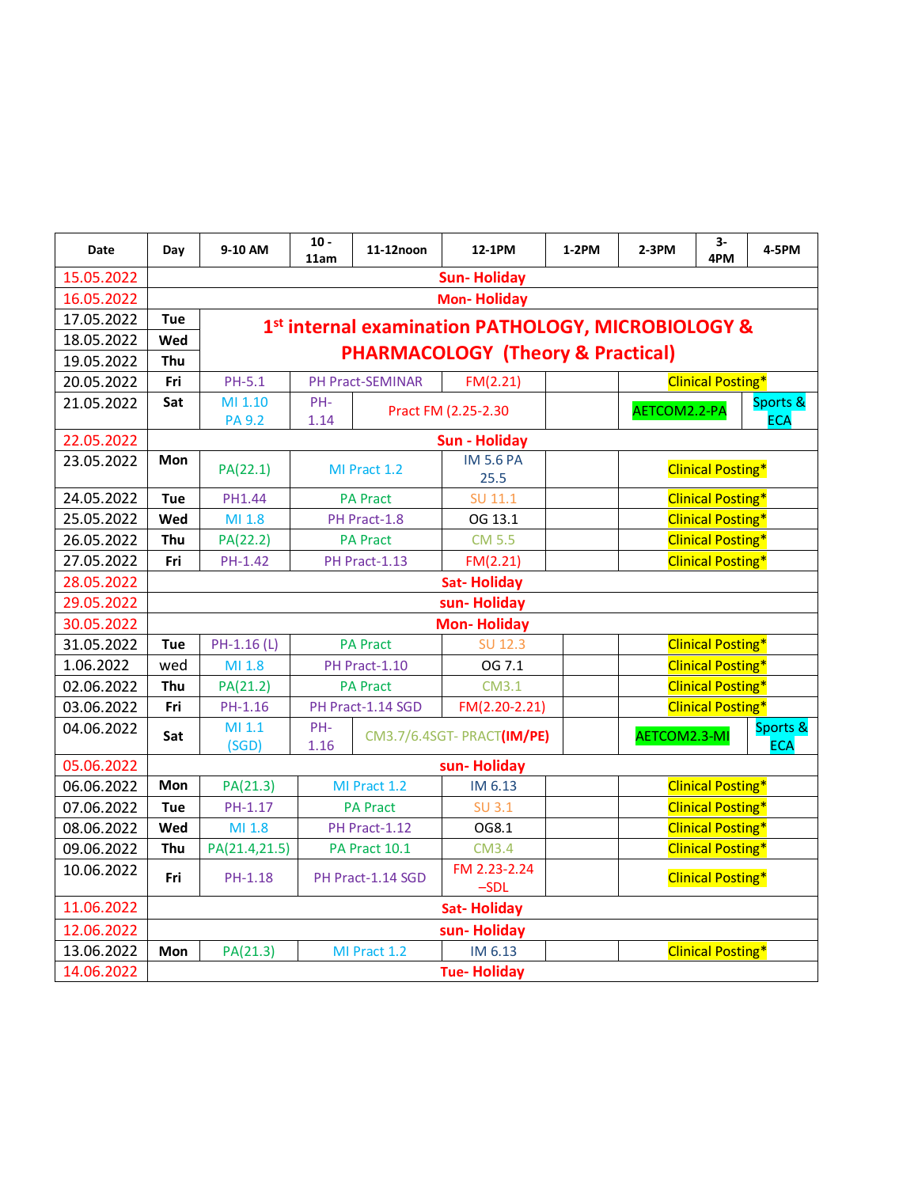| Date | Day | 9-10 AM | 10 - 11am | 11-12noon | 12-1PM | 1-2PM | 2-3PM | 3-4PM | 4-5PM |
|---|---|---|---|---|---|---|---|---|---|
| 15.05.2022 | Sun- Holiday | | | | | | | | |
| 16.05.2022 | Mon- Holiday | | | | | | | | |
| 17.05.2022 | Tue | 1st internal examination PATHOLOGY, MICROBIOLOGY & PHARMACOLOGY (Theory & Practical) | | | | | | | |
| 18.05.2022 | Wed | | | | | | | | |
| 19.05.2022 | Thu | | | | | | | | |
| 20.05.2022 | Fri | PH-5.1 | PH Pract-SEMINAR | | FM(2.21) | | Clinical Posting* | | |
| 21.05.2022 | Sat | MI 1.10 PA 9.2 | PH-1.14 | Pract FM (2.25-2.30 | | | AETCOM2.2-PA | | Sports & ECA |
| 22.05.2022 | Sun - Holiday | | | | | | | | |
| 23.05.2022 | Mon | PA(22.1) | MI Pract 1.2 | | IM 5.6 PA 25.5 | | Clinical Posting* | | |
| 24.05.2022 | Tue | PH1.44 | PA Pract | | SU 11.1 | | Clinical Posting* | | |
| 25.05.2022 | Wed | MI 1.8 | PH Pract-1.8 | | OG 13.1 | | Clinical Posting* | | |
| 26.05.2022 | Thu | PA(22.2) | PA Pract | | CM 5.5 | | Clinical Posting* | | |
| 27.05.2022 | Fri | PH-1.42 | PH Pract-1.13 | | FM(2.21) | | Clinical Posting* | | |
| 28.05.2022 | Sat- Holiday | | | | | | | | |
| 29.05.2022 | sun- Holiday | | | | | | | | |
| 30.05.2022 | Mon- Holiday | | | | | | | | |
| 31.05.2022 | Tue | PH-1.16 (L) | PA Pract | | SU 12.3 | | Clinical Posting* | | |
| 1.06.2022 | wed | MI 1.8 | PH Pract-1.10 | | OG 7.1 | | Clinical Posting* | | |
| 02.06.2022 | Thu | PA(21.2) | PA Pract | | CM3.1 | | Clinical Posting* | | |
| 03.06.2022 | Fri | PH-1.16 | PH Pract-1.14 SGD | | FM(2.20-2.21) | | Clinical Posting* | | |
| 04.06.2022 | Sat | MI 1.1 (SGD) | PH-1.16 | CM3.7/6.4SGT- PRACT(IM/PE) | | | AETCOM2.3-MI | | Sports & ECA |
| 05.06.2022 | sun- Holiday | | | | | | | | |
| 06.06.2022 | Mon | PA(21.3) | MI Pract 1.2 | | IM 6.13 | | Clinical Posting* | | |
| 07.06.2022 | Tue | PH-1.17 | PA Pract | | SU 3.1 | | Clinical Posting* | | |
| 08.06.2022 | Wed | MI 1.8 | PH Pract-1.12 | | OG8.1 | | Clinical Posting* | | |
| 09.06.2022 | Thu | PA(21.4,21.5) | PA Pract 10.1 | | CM3.4 | | Clinical Posting* | | |
| 10.06.2022 | Fri | PH-1.18 | PH Pract-1.14 SGD | | FM 2.23-2.24 –SDL | | Clinical Posting* | | |
| 11.06.2022 | Sat- Holiday | | | | | | | | |
| 12.06.2022 | sun- Holiday | | | | | | | | |
| 13.06.2022 | Mon | PA(21.3) | MI Pract 1.2 | | IM 6.13 | | Clinical Posting* | | |
| 14.06.2022 | Tue- Holiday | | | | | | | | |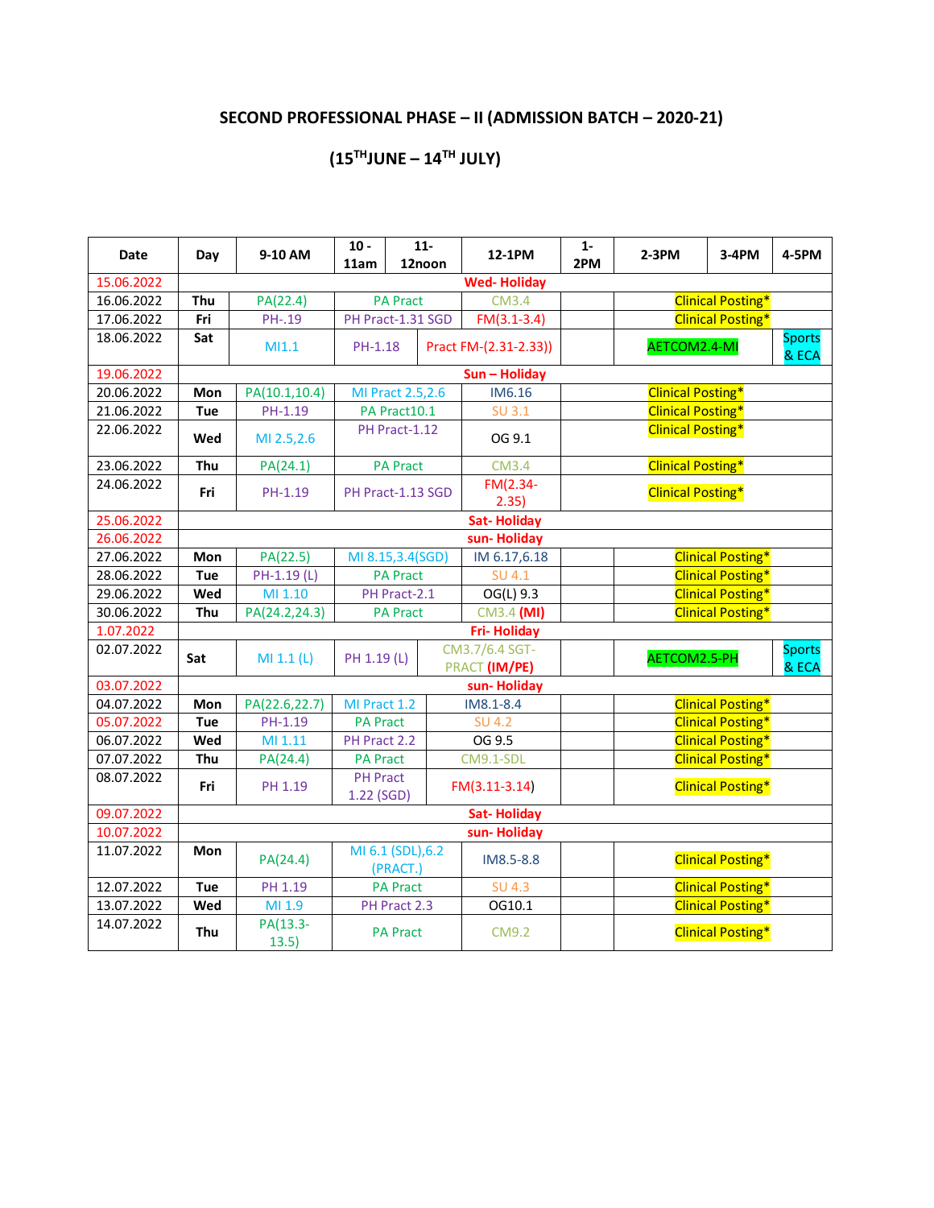# SECOND PROFESSIONAL PHASE – II (ADMISSION BATCH – 2020-21)

## (15TH JUNE – 14TH JULY)

| Date | Day | 9-10 AM | 10 - 11am | 11- 12noon | 12-1PM | 1-2PM | 2-3PM | 3-4PM | 4-5PM |
|---|---|---|---|---|---|---|---|---|---|
| 15.06.2022 | Wed- Holiday | | | | | | | | |
| 16.06.2022 | Thu | PA(22.4) | PA Pract | | CM3.4 | | Clinical Posting* | | |
| 17.06.2022 | Fri | PH-.19 | PH Pract-1.31 SGD | | FM(3.1-3.4) | | Clinical Posting* | | |
| 18.06.2022 | Sat | MI1.1 | PH-1.18 | Pract FM-(2.31-2.33)) | | | AETCOM2.4-MI | | Sports & ECA |
| 19.06.2022 | Sun – Holiday | | | | | | | | |
| 20.06.2022 | Mon | PA(10.1,10.4) | MI Pract 2.5,2.6 | | IM6.16 | | Clinical Posting* | | |
| 21.06.2022 | Tue | PH-1.19 | PA Pract10.1 | | SU 3.1 | | Clinical Posting* | | |
| 22.06.2022 | Wed | MI 2.5,2.6 | PH Pract-1.12 | | OG 9.1 | | Clinical Posting* | | |
| 23.06.2022 | Thu | PA(24.1) | PA Pract | | CM3.4 | | Clinical Posting* | | |
| 24.06.2022 | Fri | PH-1.19 | PH Pract-1.13 SGD | | FM(2.34-2.35) | | Clinical Posting* | | |
| 25.06.2022 | Sat- Holiday | | | | | | | | |
| 26.06.2022 | sun- Holiday | | | | | | | | |
| 27.06.2022 | Mon | PA(22.5) | MI 8.15,3.4(SGD) | | IM 6.17,6.18 | | Clinical Posting* | | |
| 28.06.2022 | Tue | PH-1.19 (L) | PA Pract | | SU 4.1 | | Clinical Posting* | | |
| 29.06.2022 | Wed | MI 1.10 | PH Pract-2.1 | | OG(L) 9.3 | | Clinical Posting* | | |
| 30.06.2022 | Thu | PA(24.2,24.3) | PA Pract | | CM3.4 (MI) | | Clinical Posting* | | |
| 1.07.2022 | Fri- Holiday | | | | | | | | |
| 02.07.2022 | Sat | MI 1.1 (L) | PH 1.19 (L) | CM3.7/6.4 SGT-PRACT (IM/PE) | | | AETCOM2.5-PH | | Sports & ECA |
| 03.07.2022 | sun- Holiday | | | | | | | | |
| 04.07.2022 | Mon | PA(22.6,22.7) | MI Pract 1.2 | | IM8.1-8.4 | | Clinical Posting* | | |
| 05.07.2022 | Tue | PH-1.19 | PA Pract | | SU 4.2 | | Clinical Posting* | | |
| 06.07.2022 | Wed | MI 1.11 | PH Pract 2.2 | | OG 9.5 | | Clinical Posting* | | |
| 07.07.2022 | Thu | PA(24.4) | PA Pract | | CM9.1-SDL | | Clinical Posting* | | |
| 08.07.2022 | Fri | PH 1.19 | PH Pract 1.22 (SGD) | FM(3.11-3.14) | | | Clinical Posting* | | |
| 09.07.2022 | Sat- Holiday | | | | | | | | |
| 10.07.2022 | sun- Holiday | | | | | | | | |
| 11.07.2022 | Mon | PA(24.4) | MI 6.1 (SDL),6.2 (PRACT.) | | IM8.5-8.8 | | Clinical Posting* | | |
| 12.07.2022 | Tue | PH 1.19 | PA Pract | | SU 4.3 | | Clinical Posting* | | |
| 13.07.2022 | Wed | MI 1.9 | PH Pract 2.3 | | OG10.1 | | Clinical Posting* | | |
| 14.07.2022 | Thu | PA(13.3-13.5) | PA Pract | | CM9.2 | | Clinical Posting* | | |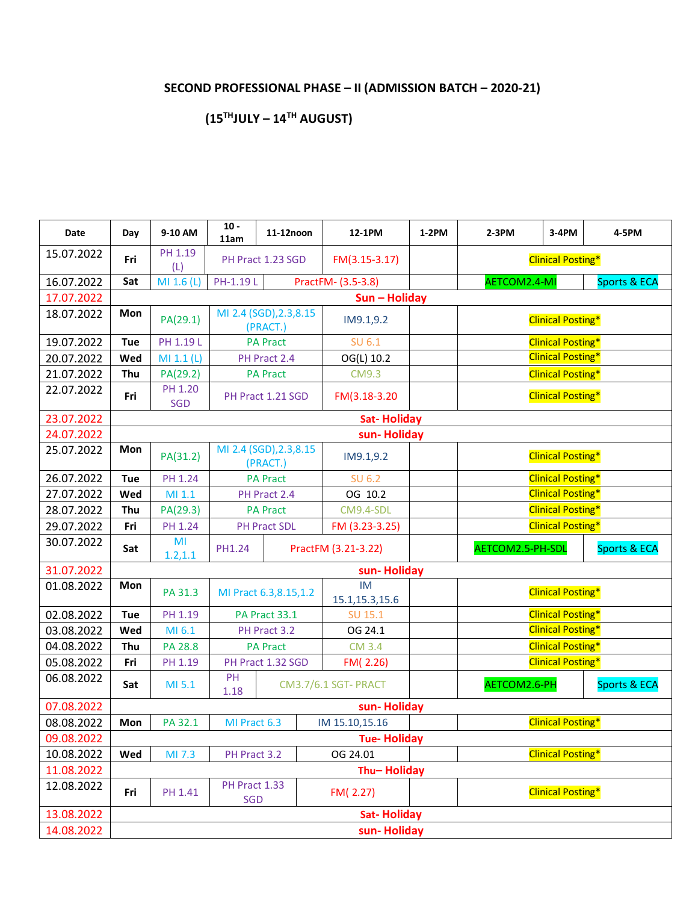**SECOND PROFESSIONAL PHASE – II (ADMISSION BATCH – 2020-21)**

**(15[TH]JULY – 14[TH] AUGUST)**

| Date | Day | 9-10 AM | 10 - 11am | 11-12noon | 12-1PM | 1-2PM | 2-3PM | 3-4PM | 4-5PM |
|---|---|---|---|---|---|---|---|---|---|
| 15.07.2022 | Fri | PH 1.19 (L) | PH Pract 1.23 SGD | | FM(3.15-3.17) | | Clinical Posting* | | |
| 16.07.2022 | Sat | MI 1.6 (L) | PH-1.19 L | PractFM- (3.5-3.8) | | | AETCOM2.4-MI | | Sports & ECA |
| 17.07.2022 | Sun – Holiday | | | | | | | | |
| 18.07.2022 | Mon | PA(29.1) | MI 2.4 (SGD),2.3,8.15 (PRACT.) | | IM9.1,9.2 | | Clinical Posting* | | |
| 19.07.2022 | Tue | PH 1.19 L | PA Pract | | SU 6.1 | | Clinical Posting* | | |
| 20.07.2022 | Wed | MI 1.1 (L) | PH Pract 2.4 | | OG(L) 10.2 | | Clinical Posting* | | |
| 21.07.2022 | Thu | PA(29.2) | PA Pract | | CM9.3 | | Clinical Posting* | | |
| 22.07.2022 | Fri | PH 1.20 SGD | PH Pract 1.21 SGD | | FM(3.18-3.20) | | Clinical Posting* | | |
| 23.07.2022 | Sat- Holiday | | | | | | | | |
| 24.07.2022 | sun- Holiday | | | | | | | | |
| 25.07.2022 | Mon | PA(31.2) | MI 2.4 (SGD),2.3,8.15 (PRACT.) | | IM9.1,9.2 | | Clinical Posting* | | |
| 26.07.2022 | Tue | PH 1.24 | PA Pract | | SU 6.2 | | Clinical Posting* | | |
| 27.07.2022 | Wed | MI 1.1 | PH Pract 2.4 | | OG 10.2 | | Clinical Posting* | | |
| 28.07.2022 | Thu | PA(29.3) | PA Pract | | CM9.4-SDL | | Clinical Posting* | | |
| 29.07.2022 | Fri | PH 1.24 | PH Pract SDL | | FM (3.23-3.25) | | Clinical Posting* | | |
| 30.07.2022 | Sat | MI 1.2,1.1 | PH1.24 | PractFM (3.21-3.22) | | | AETCOM2.5-PH-SDL | | Sports & ECA |
| 31.07.2022 | sun- Holiday | | | | | | | | |
| 01.08.2022 | Mon | PA 31.3 | MI Pract 6.3,8.15,1.2 | | IM 15.1,15.3,15.6 | | Clinical Posting* | | |
| 02.08.2022 | Tue | PH 1.19 | PA Pract 33.1 | | SU 15.1 | | Clinical Posting* | | |
| 03.08.2022 | Wed | MI 6.1 | PH Pract 3.2 | | OG 24.1 | | Clinical Posting* | | |
| 04.08.2022 | Thu | PA 28.8 | PA Pract | | CM 3.4 | | Clinical Posting* | | |
| 05.08.2022 | Fri | PH 1.19 | PH Pract 1.32 SGD | | FM( 2.26) | | Clinical Posting* | | |
| 06.08.2022 | Sat | MI 5.1 | PH 1.18 | CM3.7/6.1 SGT- PRACT | | | AETCOM2.6-PH | | Sports & ECA |
| 07.08.2022 | sun- Holiday | | | | | | | | |
| 08.08.2022 | Mon | PA 32.1 | MI Pract 6.3 | IM 15.10,15.16 | | | Clinical Posting* | | |
| 09.08.2022 | Tue- Holiday | | | | | | | | |
| 10.08.2022 | Wed | MI 7.3 | PH Pract 3.2 | OG 24.01 | | | Clinical Posting* | | |
| 11.08.2022 | Thu– Holiday | | | | | | | | |
| 12.08.2022 | Fri | PH 1.41 | PH Pract 1.33 SGD | FM( 2.27) | | | Clinical Posting* | | |
| 13.08.2022 | Sat- Holiday | | | | | | | | |
| 14.08.2022 | sun- Holiday | | | | | | | | |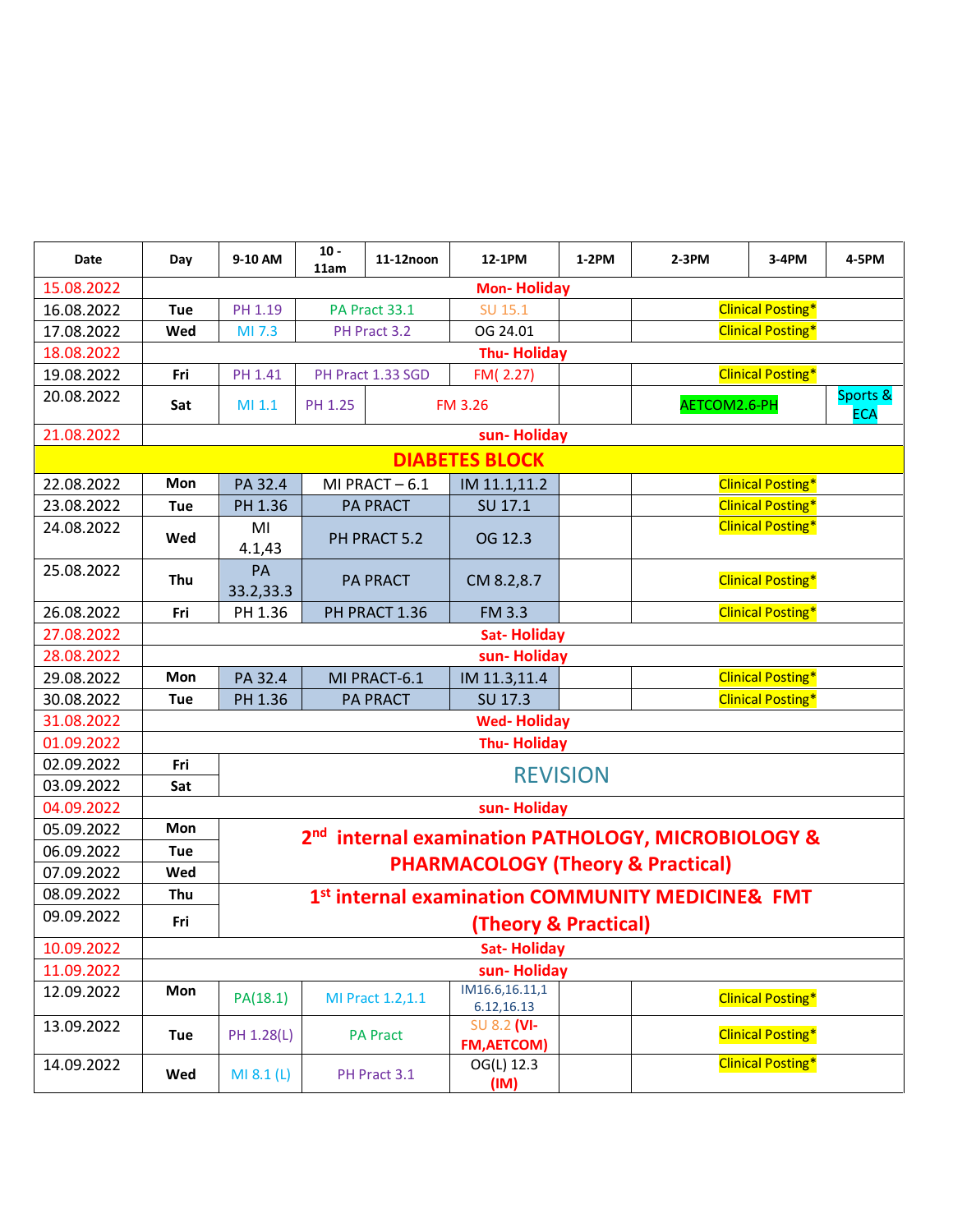| Date | Day | 9-10 AM | 10 - 11am | 11-12noon | 12-1PM | 1-2PM | 2-3PM | 3-4PM | 4-5PM |
|---|---|---|---|---|---|---|---|---|---|
| 15.08.2022 | Mon- Holiday | | | | | | | | |
| 16.08.2022 | Tue | PH 1.19 | PA Pract 33.1 | | SU 15.1 | | Clinical Posting* | | |
| 17.08.2022 | Wed | MI 7.3 | PH Pract 3.2 | | OG 24.01 | | Clinical Posting* | | |
| 18.08.2022 | Thu- Holiday | | | | | | | | |
| 19.08.2022 | Fri | PH 1.41 | PH Pract 1.33 SGD | | FM( 2.27) | | Clinical Posting* | | |
| 20.08.2022 | Sat | MI 1.1 | PH 1.25 | FM 3.26 | | | AETCOM2.6-PH | | Sports & ECA |
| 21.08.2022 | sun- Holiday | | | | | | | | |
| **DIABETES BLOCK** | | | | | | | | | |
| 22.08.2022 | Mon | PA 32.4 | MI PRACT – 6.1 | | IM 11.1,11.2 | | Clinical Posting* | | |
| 23.08.2022 | Tue | PH 1.36 | PA PRACT | | SU 17.1 | | Clinical Posting* | | |
| 24.08.2022 | Wed | MI 4.1,43 | PH PRACT 5.2 | | OG 12.3 | | Clinical Posting* | | |
| 25.08.2022 | Thu | PA 33.2,33.3 | PA PRACT | | CM 8.2,8.7 | | Clinical Posting* | | |
| 26.08.2022 | Fri | PH 1.36 | PH PRACT 1.36 | | FM 3.3 | | Clinical Posting* | | |
| 27.08.2022 | Sat- Holiday | | | | | | | | |
| 28.08.2022 | sun- Holiday | | | | | | | | |
| 29.08.2022 | Mon | PA 32.4 | MI PRACT-6.1 | | IM 11.3,11.4 | | Clinical Posting* | | |
| 30.08.2022 | Tue | PH 1.36 | PA PRACT | | SU 17.3 | | Clinical Posting* | | |
| 31.08.2022 | Wed- Holiday | | | | | | | | |
| 01.09.2022 | Thu- Holiday | | | | | | | | |
| 02.09.2022 | Fri | REVISION | | | | | | | |
| 03.09.2022 | Sat | | | | | | | | |
| 04.09.2022 | sun- Holiday | | | | | | | | |
| 05.09.2022 | Mon | 2nd internal examination PATHOLOGY, MICROBIOLOGY & PHARMACOLOGY (Theory & Practical) | | | | | | | |
| 06.09.2022 | Tue | | | | | | | | |
| 07.09.2022 | Wed | | | | | | | | |
| 08.09.2022 | Thu | 1st internal examination COMMUNITY MEDICINE& FMT (Theory & Practical) | | | | | | | |
| 09.09.2022 | Fri | | | | | | | | |
| 10.09.2022 | Sat- Holiday | | | | | | | | |
| 11.09.2022 | sun- Holiday | | | | | | | | |
| 12.09.2022 | Mon | PA(18.1) | MI Pract 1.2,1.1 | | IM16.6,16.11,16.12,16.13 | | Clinical Posting* | | |
| 13.09.2022 | Tue | PH 1.28(L) | PA Pract | | SU 8.2 (VI-FM,AETCOM) | | Clinical Posting* | | |
| 14.09.2022 | Wed | MI 8.1 (L) | PH Pract 3.1 | | OG(L) 12.3 (IM) | | Clinical Posting* | | |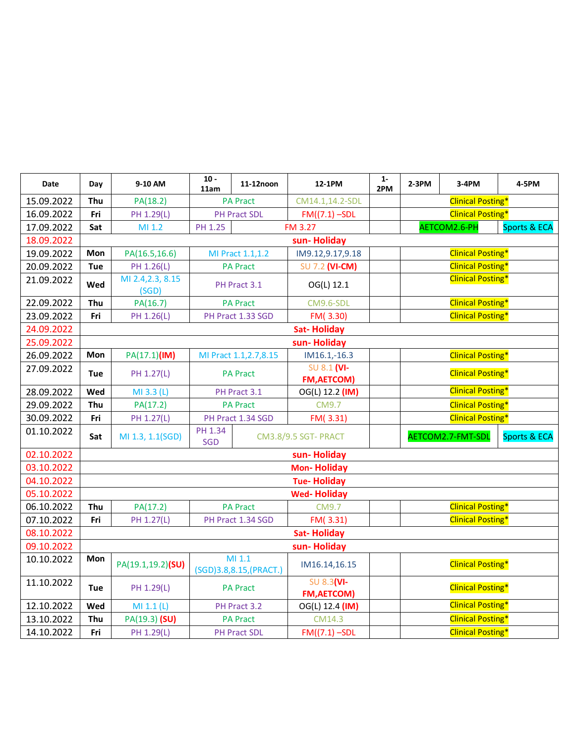| Date | Day | 9-10 AM | 10 - 11am | 11-12noon | 12-1PM | 1-2PM | 2-3PM | 3-4PM | 4-5PM |
|---|---|---|---|---|---|---|---|---|---|
| 15.09.2022 | Thu | PA(18.2) | PA Pract | | CM14.1,14.2-SDL | | Clinical Posting* | | |
| 16.09.2022 | Fri | PH 1.29(L) | PH Pract SDL | | FM((7.1) –SDL | | Clinical Posting* | | |
| 17.09.2022 | Sat | MI 1.2 | PH 1.25 | FM 3.27 | | | AETCOM2.6-PH | | Sports & ECA |
| 18.09.2022 | sun- Holiday | | | | | | | | |
| 19.09.2022 | Mon | PA(16.5,16.6) | MI Pract 1.1,1.2 | | IM9.12,9.17,9.18 | | Clinical Posting* | | |
| 20.09.2022 | Tue | PH 1.26(L) | PA Pract | | SU 7.2 (VI-CM) | | Clinical Posting* | | |
| 21.09.2022 | Wed | MI 2.4,2.3, 8.15 (SGD) | PH Pract 3.1 | | OG(L) 12.1 | | Clinical Posting* | | |
| 22.09.2022 | Thu | PA(16.7) | PA Pract | | CM9.6-SDL | | Clinical Posting* | | |
| 23.09.2022 | Fri | PH 1.26(L) | PH Pract 1.33 SGD | | FM( 3.30) | | Clinical Posting* | | |
| 24.09.2022 | Sat- Holiday | | | | | | | | |
| 25.09.2022 | sun- Holiday | | | | | | | | |
| 26.09.2022 | Mon | PA(17.1)(IM) | MI Pract 1.1,2.7,8.15 | | IM16.1,-16.3 | | Clinical Posting* | | |
| 27.09.2022 | Tue | PH 1.27(L) | PA Pract | | SU 8.1 (VI-FM,AETCOM) | | Clinical Posting* | | |
| 28.09.2022 | Wed | MI 3.3 (L) | PH Pract 3.1 | | OG(L) 12.2 (IM) | | Clinical Posting* | | |
| 29.09.2022 | Thu | PA(17.2) | PA Pract | | CM9.7 | | Clinical Posting* | | |
| 30.09.2022 | Fri | PH 1.27(L) | PH Pract 1.34 SGD | | FM( 3.31) | | Clinical Posting* | | |
| 01.10.2022 | Sat | MI 1.3, 1.1(SGD) | PH 1.34 SGD | CM3.8/9.5 SGT- PRACT | | | AETCOM2.7-FMT-SDL | | Sports & ECA |
| 02.10.2022 | sun- Holiday | | | | | | | | |
| 03.10.2022 | Mon- Holiday | | | | | | | | |
| 04.10.2022 | Tue- Holiday | | | | | | | | |
| 05.10.2022 | Wed- Holiday | | | | | | | | |
| 06.10.2022 | Thu | PA(17.2) | PA Pract | | CM9.7 | | Clinical Posting* | | |
| 07.10.2022 | Fri | PH 1.27(L) | PH Pract 1.34 SGD | | FM( 3.31) | | Clinical Posting* | | |
| 08.10.2022 | Sat- Holiday | | | | | | | | |
| 09.10.2022 | sun- Holiday | | | | | | | | |
| 10.10.2022 | Mon | PA(19.1,19.2)(SU) | MI 1.1 (SGD)3.8,8.15,(PRACT.) | | IM16.14,16.15 | | Clinical Posting* | | |
| 11.10.2022 | Tue | PH 1.29(L) | PA Pract | | SU 8.3(VI-FM,AETCOM) | | Clinical Posting* | | |
| 12.10.2022 | Wed | MI 1.1 (L) | PH Pract 3.2 | | OG(L) 12.4 (IM) | | Clinical Posting* | | |
| 13.10.2022 | Thu | PA(19.3) (SU) | PA Pract | | CM14.3 | | Clinical Posting* | | |
| 14.10.2022 | Fri | PH 1.29(L) | PH Pract SDL | | FM((7.1) –SDL | | Clinical Posting* | | |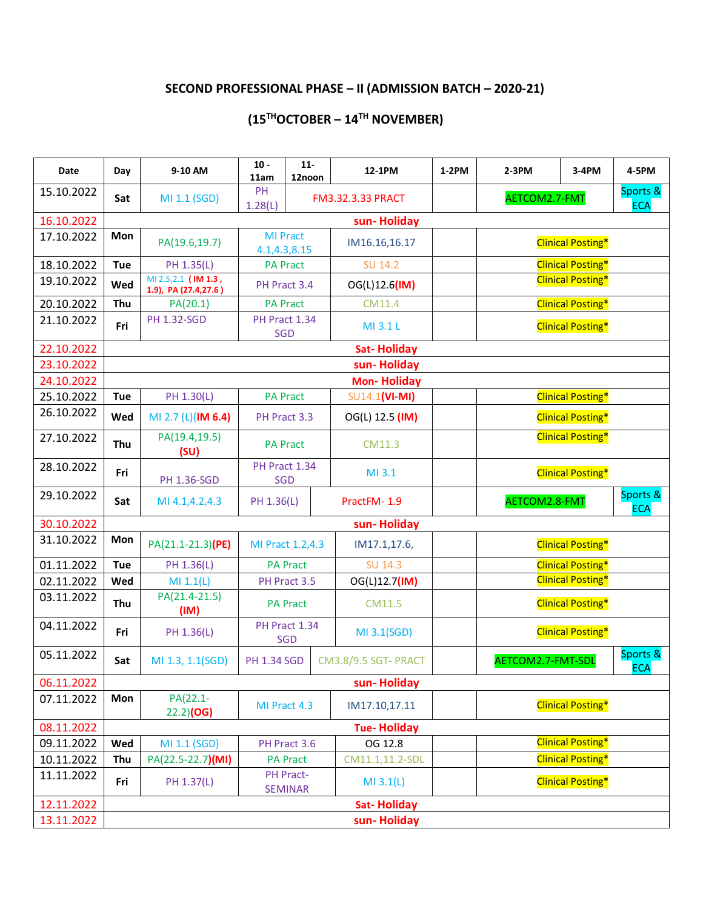# SECOND PROFESSIONAL PHASE – II (ADMISSION BATCH – 2020-21)

## (15TH OCTOBER – 14TH NOVEMBER)

| Date | Day | 9-10 AM | 10 - 11am | 11- 12noon | 12-1PM | 1-2PM | 2-3PM | 3-4PM | 4-5PM |
|---|---|---|---|---|---|---|---|---|---|
| 15.10.2022 | Sat | MI 1.1 (SGD) | PH 1.28(L) | FM3.32.3.33 PRACT | | | AETCOM2.7-FMT | | Sports & ECA |
| 16.10.2022 | sun- Holiday | | | | | | | | |
| 17.10.2022 | Mon | PA(19.6,19.7) | MI Pract 4.1,4.3,8.15 | | IM16.16,16.17 | | Clinical Posting* | | |
| 18.10.2022 | Tue | PH 1.35(L) | PA Pract | | SU 14.2 | | Clinical Posting* | | |
| 19.10.2022 | Wed | MI 2.5,2.1 (IM 1.3 , 1.9), PA (27.4,27.6 ) | PH Pract 3.4 | | OG(L)12.6(IM) | | Clinical Posting* | | |
| 20.10.2022 | Thu | PA(20.1) | PA Pract | | CM11.4 | | Clinical Posting* | | |
| 21.10.2022 | Fri | PH 1.32-SGD | PH Pract 1.34 SGD | | MI 3.1 L | | Clinical Posting* | | |
| 22.10.2022 | Sat- Holiday | | | | | | | | |
| 23.10.2022 | sun- Holiday | | | | | | | | |
| 24.10.2022 | Mon- Holiday | | | | | | | | |
| 25.10.2022 | Tue | PH 1.30(L) | PA Pract | | SU14.1(VI-MI) | | Clinical Posting* | | |
| 26.10.2022 | Wed | MI 2.7 (L)(IM 6.4) | PH Pract 3.3 | | OG(L) 12.5 (IM) | | Clinical Posting* | | |
| 27.10.2022 | Thu | PA(19.4,19.5) (SU) | PA Pract | | CM11.3 | | Clinical Posting* | | |
| 28.10.2022 | Fri | PH 1.36-SGD | PH Pract 1.34 SGD | | MI 3.1 | | Clinical Posting* | | |
| 29.10.2022 | Sat | MI 4.1,4.2,4.3 | PH 1.36(L) | PractFM- 1.9 | | | AETCOM2.8-FMT | | Sports & ECA |
| 30.10.2022 | sun- Holiday | | | | | | | | |
| 31.10.2022 | Mon | PA(21.1-21.3)(PE) | MI Pract 1.2,4.3 | | IM17.1,17.6, | | Clinical Posting* | | |
| 01.11.2022 | Tue | PH 1.36(L) | PA Pract | | SU 14.3 | | Clinical Posting* | | |
| 02.11.2022 | Wed | MI 1.1(L) | PH Pract 3.5 | | OG(L)12.7(IM) | | Clinical Posting* | | |
| 03.11.2022 | Thu | PA(21.4-21.5) (IM) | PA Pract | | CM11.5 | | Clinical Posting* | | |
| 04.11.2022 | Fri | PH 1.36(L) | PH Pract 1.34 SGD | | MI 3.1(SGD) | | Clinical Posting* | | |
| 05.11.2022 | Sat | MI 1.3, 1.1(SGD) | PH 1.34 SGD | CM3.8/9.5 SGT- PRACT | | | AETCOM2.7-FMT-SDL | | Sports & ECA |
| 06.11.2022 | sun- Holiday | | | | | | | | |
| 07.11.2022 | Mon | PA(22.1-22.2)(OG) | MI Pract 4.3 | | IM17.10,17.11 | | Clinical Posting* | | |
| 08.11.2022 | Tue- Holiday | | | | | | | | |
| 09.11.2022 | Wed | MI 1.1 (SGD) | PH Pract 3.6 | | OG 12.8 | | Clinical Posting* | | |
| 10.11.2022 | Thu | PA(22.5-22.7)(MI) | PA Pract | | CM11.1,11.2-SDL | | Clinical Posting* | | |
| 11.11.2022 | Fri | PH 1.37(L) | PH Pract-SEMINAR | | MI 3.1(L) | | Clinical Posting* | | |
| 12.11.2022 | Sat- Holiday | | | | | | | | |
| 13.11.2022 | sun- Holiday | | | | | | | | |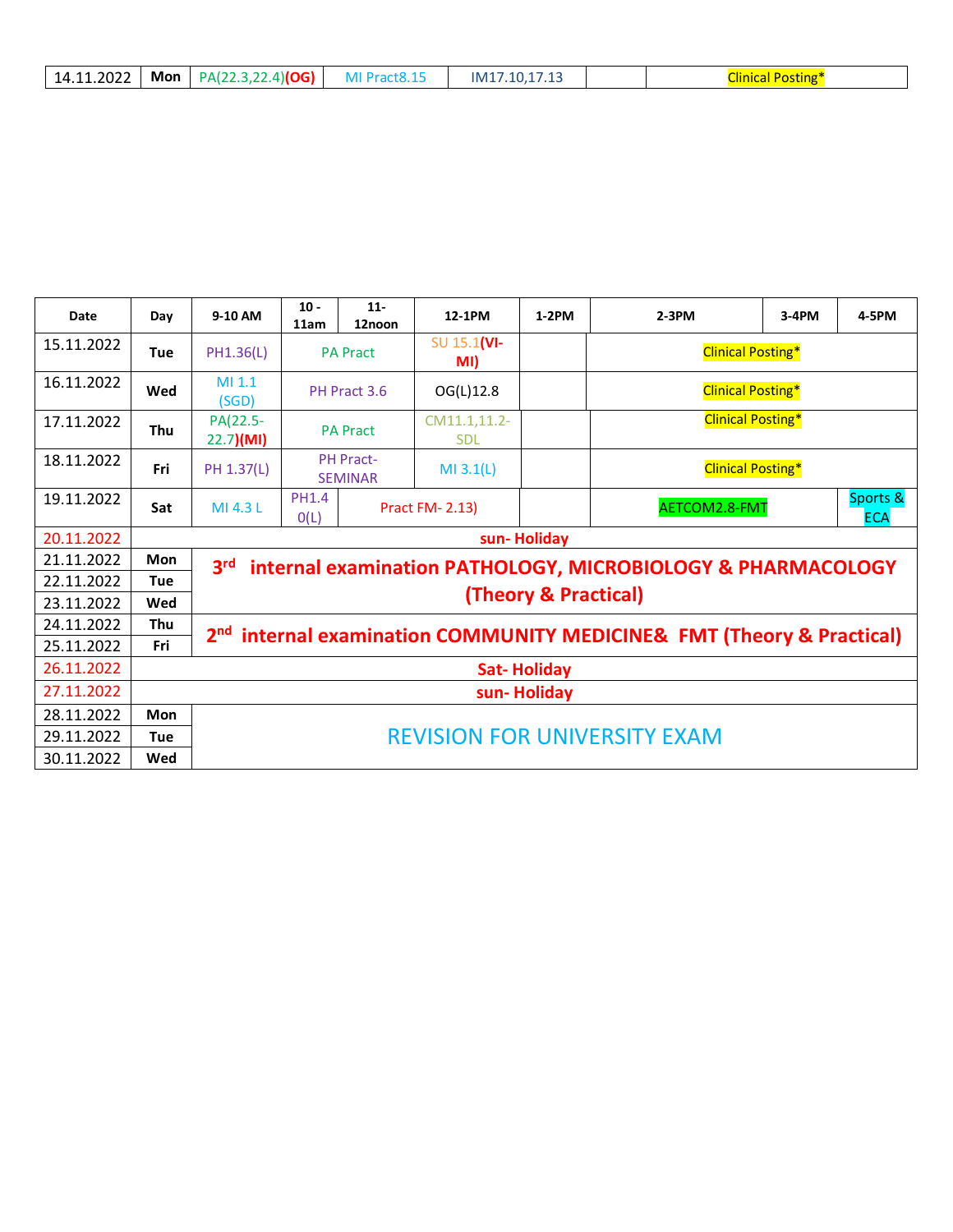| | | | | | | | |
|---|---|---|---|---|---|---|---|
| 14.11.2022 | Mon | PA(22.3,22.4)(OG) | MI Pract8.15 | IM17.10,17.13 | | Clinical Posting* | |

| Date | Day | 9-10 AM | 10 - 11am | 11- 12noon | 12-1PM | 1-2PM | 2-3PM | 3-4PM | 4-5PM |
|---|---|---|---|---|---|---|---|---|---|
| 15.11.2022 | Tue | PH1.36(L) | PA Pract | | SU 15.1(VI-MI) | | Clinical Posting* | | |
| 16.11.2022 | Wed | MI 1.1 (SGD) | PH Pract 3.6 | | OG(L)12.8 | | Clinical Posting* | | |
| 17.11.2022 | Thu | PA(22.5-22.7)(MI) | PA Pract | | CM11.1,11.2-SDL | | Clinical Posting* | | |
| 18.11.2022 | Fri | PH 1.37(L) | PH Pract-SEMINAR | | MI 3.1(L) | | Clinical Posting* | | |
| 19.11.2022 | Sat | MI 4.3 L | PH1.40(L) | Pract FM- 2.13) | | | AETCOM2.8-FMT | | Sports & ECA |
| 20.11.2022 | sun- Holiday | | | | | | | | |
| 21.11.2022 | Mon | 3rd internal examination PATHOLOGY, MICROBIOLOGY & PHARMACOLOGY (Theory & Practical) | | | | | | | |
| 22.11.2022 | Tue | | | | | | | | |
| 23.11.2022 | Wed | | | | | | | | |
| 24.11.2022 | Thu | 2nd internal examination COMMUNITY MEDICINE& FMT (Theory & Practical) | | | | | | | |
| 25.11.2022 | Fri | | | | | | | | |
| 26.11.2022 | Sat- Holiday | | | | | | | | |
| 27.11.2022 | sun- Holiday | | | | | | | | |
| 28.11.2022 | Mon | REVISION FOR UNIVERSITY EXAM | | | | | | | |
| 29.11.2022 | Tue | | | | | | | | |
| 30.11.2022 | Wed | | | | | | | | |